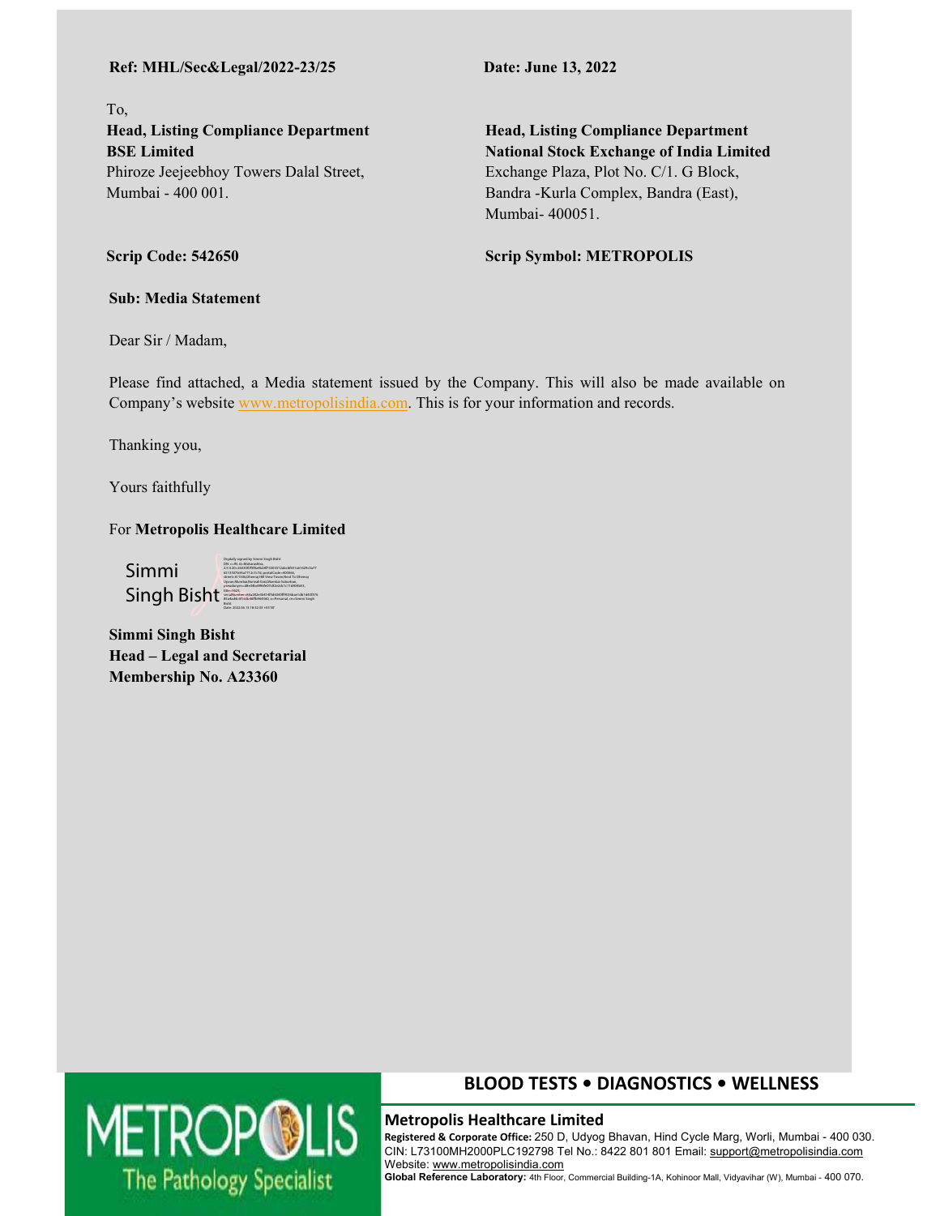**Ref: MHL/Sec&Legal/2022-23/25**

**Date: June 13, 2022**

To,

**Head, Listing Compliance Department**
**BSE Limited**
Phiroze Jeejeebhoy Towers Dalal Street,
Mumbai - 400 001.

**Head, Listing Compliance Department**
**National Stock Exchange of India Limited**
Exchange Plaza, Plot No. C/1. G Block,
Bandra -Kurla Complex, Bandra (East),
Mumbai- 400051.

**Scrip Code: 542650**

**Scrip Symbol: METROPOLIS**

**Sub: Media Statement**

Dear Sir / Madam,

Please find attached, a Media statement issued by the Company. This will also be made available on Company's website www.metropolisindia.com. This is for your information and records.

Thanking you,

Yours faithfully

For **Metropolis Healthcare Limited**

Simmi Singh Bisht

**Simmi Singh Bisht**
**Head – Legal and Secretarial**
**Membership No. A23360**

**BLOOD TESTS • DIAGNOSTICS • WELLNESS**

**Metropolis Healthcare Limited**
**Registered & Corporate Office:** 250 D, Udyog Bhavan, Hind Cycle Marg, Worli, Mumbai - 400 030.
CIN: L73100MH2000PLC192798 Tel No.: 8422 801 801 Email: support@metropolisindia.com
Website: www.metropolisindia.com
**Global Reference Laboratory:** 4th Floor, Commercial Building-1A, Kohinoor Mall, Vidyavihar (W), Mumbai - 400 070.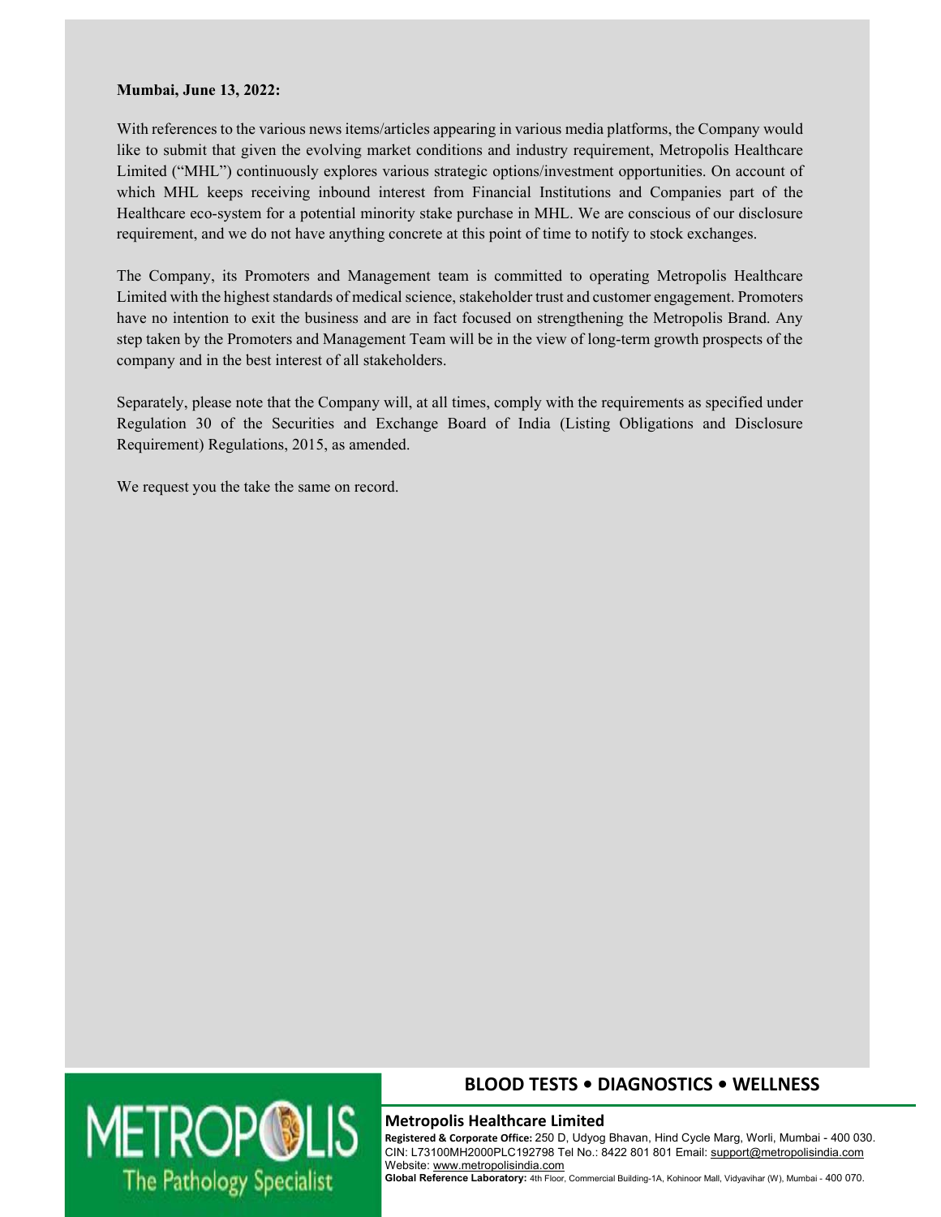**Mumbai, June 13, 2022:**

With references to the various news items/articles appearing in various media platforms, the Company would like to submit that given the evolving market conditions and industry requirement, Metropolis Healthcare Limited ("MHL") continuously explores various strategic options/investment opportunities. On account of which MHL keeps receiving inbound interest from Financial Institutions and Companies part of the Healthcare eco-system for a potential minority stake purchase in MHL. We are conscious of our disclosure requirement, and we do not have anything concrete at this point of time to notify to stock exchanges.

The Company, its Promoters and Management team is committed to operating Metropolis Healthcare Limited with the highest standards of medical science, stakeholder trust and customer engagement. Promoters have no intention to exit the business and are in fact focused on strengthening the Metropolis Brand. Any step taken by the Promoters and Management Team will be in the view of long-term growth prospects of the company and in the best interest of all stakeholders.

Separately, please note that the Company will, at all times, comply with the requirements as specified under Regulation 30 of the Securities and Exchange Board of India (Listing Obligations and Disclosure Requirement) Regulations, 2015, as amended.

We request you the take the same on record.

METROPOLIS
The Pathology Specialist

**BLOOD TESTS • DIAGNOSTICS • WELLNESS**

**Metropolis Healthcare Limited**
**Registered & Corporate Office:** 250 D, Udyog Bhavan, Hind Cycle Marg, Worli, Mumbai - 400 030.
CIN: L73100MH2000PLC192798 Tel No.: 8422 801 801 Email: support@metropolisindia.com
Website: www.metropolisindia.com
**Global Reference Laboratory:** 4th Floor, Commercial Building-1A, Kohinoor Mall, Vidyavihar (W), Mumbai - 400 070.